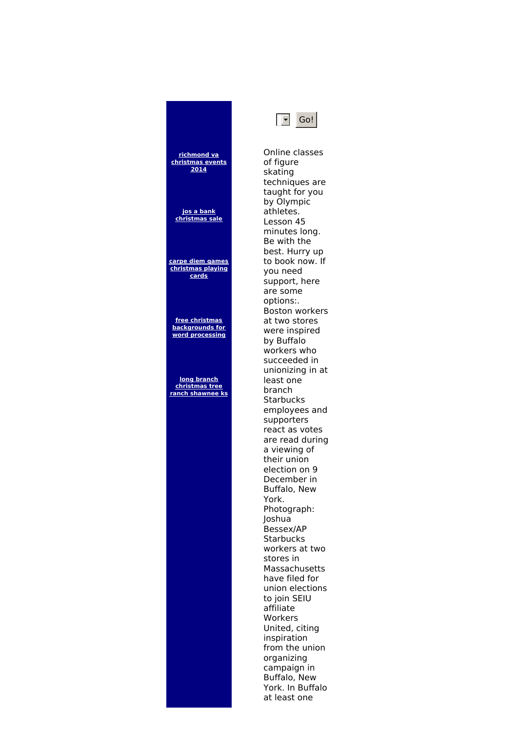[richmond va christmas events 2014]

[jos a bank christmas sale]

[carpe diem games christmas playing cards]

[free christmas backgrounds for word processing]

[long branch christmas tree ranch shawnee ks]

Go!

Online classes of figure skating techniques are taught for you by Olympic athletes. Lesson 45 minutes long. Be with the best. Hurry up to book now. If you need support, here are some options:. Boston workers at two stores were inspired by Buffalo workers who succeeded in unionizing in at least one branch Starbucks employees and supporters react as votes are read during a viewing of their union election on 9 December in Buffalo, New York. Photograph: Joshua Bessex/AP Starbucks workers at two stores in Massachusetts have filed for union elections to join SEIU affiliate Workers United, citing inspiration from the union organizing campaign in Buffalo, New York. In Buffalo at least one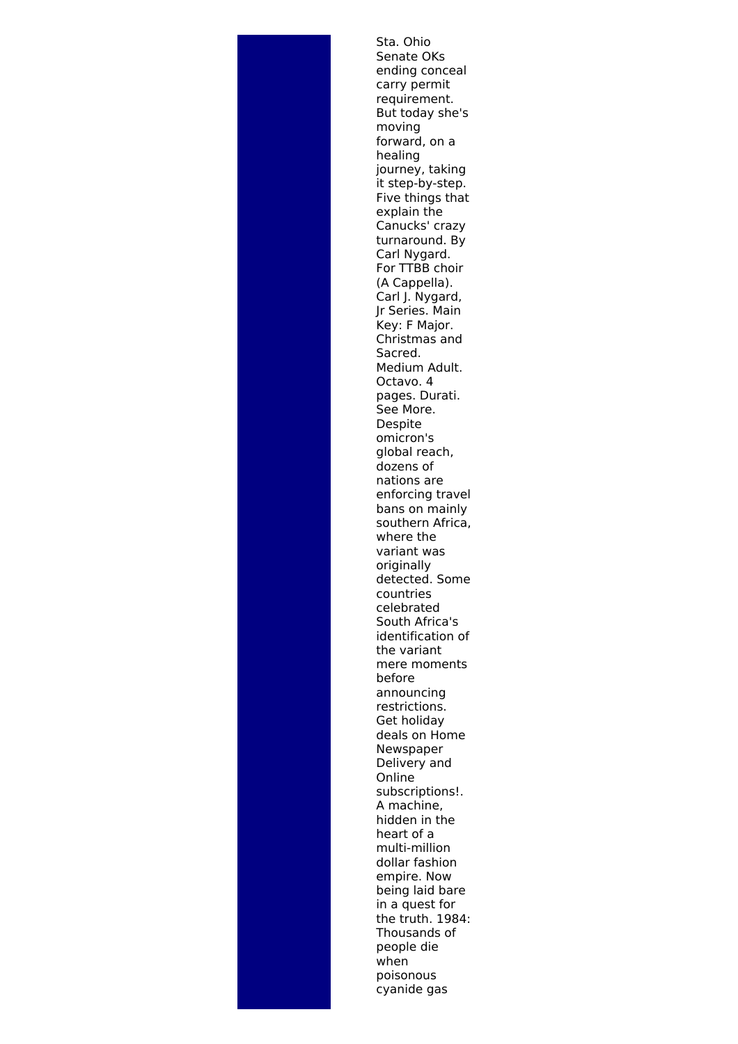Sta. Ohio Senate OKs ending conceal carry permit requirement. But today she's moving forward, on a healing journey, taking it step-by-step. Five things that explain the Canucks' crazy turnaround. By Carl Nygard. For TTBB choir (A Cappella). Carl J. Nygard, Jr Series. Main Key: F Major. Christmas and Sacred. Medium Adult. Octavo. 4 pages. Durati. See More. Despite omicron's global reach, dozens of nations are enforcing travel bans on mainly southern Africa, where the variant was originally detected. Some countries celebrated South Africa's identification of the variant mere moments before announcing restrictions. Get holiday deals on Home Newspaper Delivery and Online subscriptions!. A machine, hidden in the heart of a multi-million dollar fashion empire. Now being laid bare in a quest for the truth. 1984: Thousands of people die when poisonous cyanide gas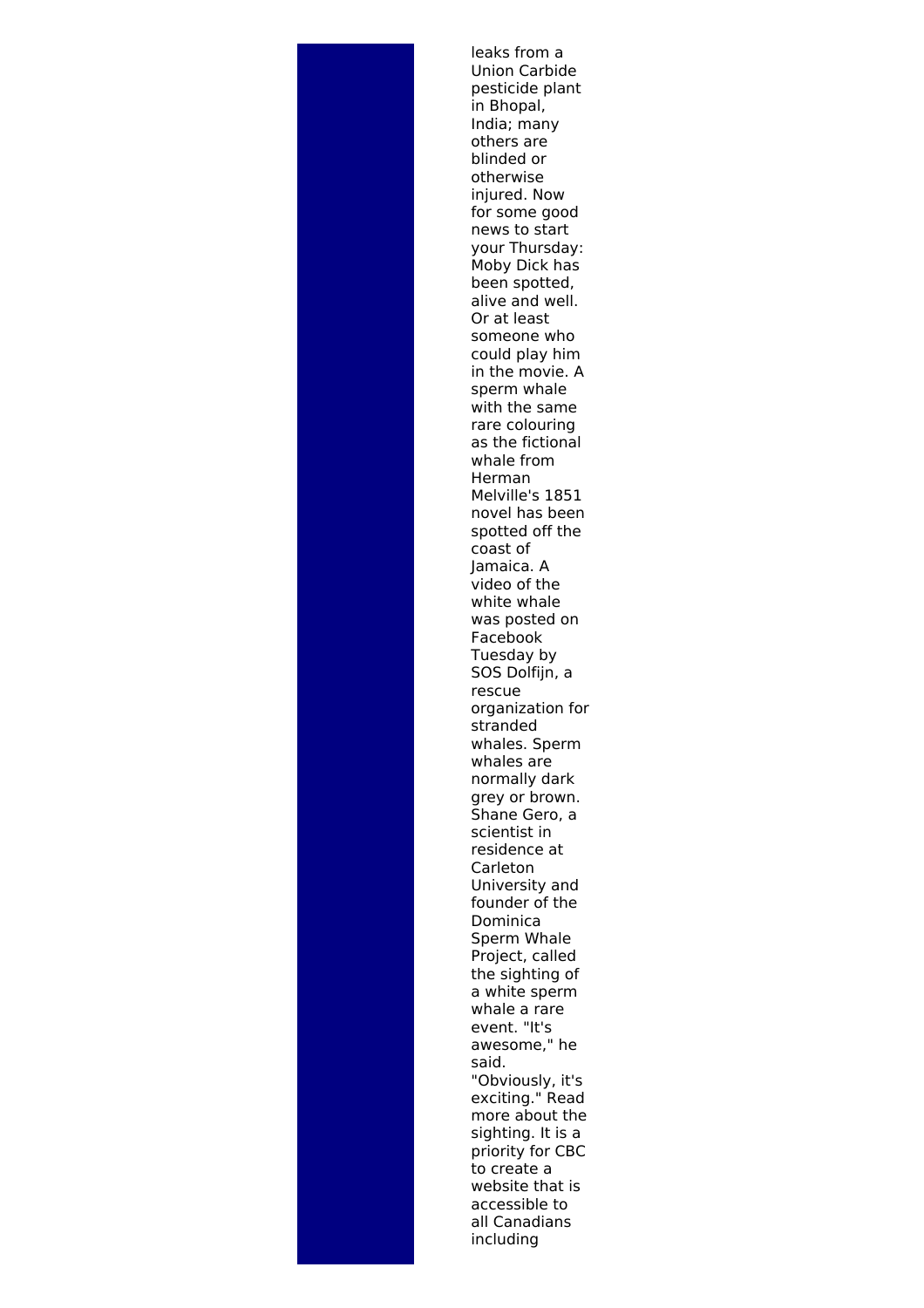leaks from a Union Carbide pesticide plant in Bhopal, India; many others are blinded or otherwise injured. Now for some good news to start your Thursday: Moby Dick has been spotted, alive and well. Or at least someone who could play him in the movie. A sperm whale with the same rare colouring as the fictional whale from Herman Melville's 1851 novel has been spotted off the coast of Jamaica. A video of the white whale was posted on Facebook Tuesday by SOS Dolfijn, a rescue organization for stranded whales. Sperm whales are normally dark grey or brown. Shane Gero, a scientist in residence at Carleton University and founder of the Dominica Sperm Whale Project, called the sighting of a white sperm whale a rare event. "It's awesome," he said. "Obviously, it's exciting." Read more about the sighting. It is a priority for CBC to create a website that is accessible to all Canadians including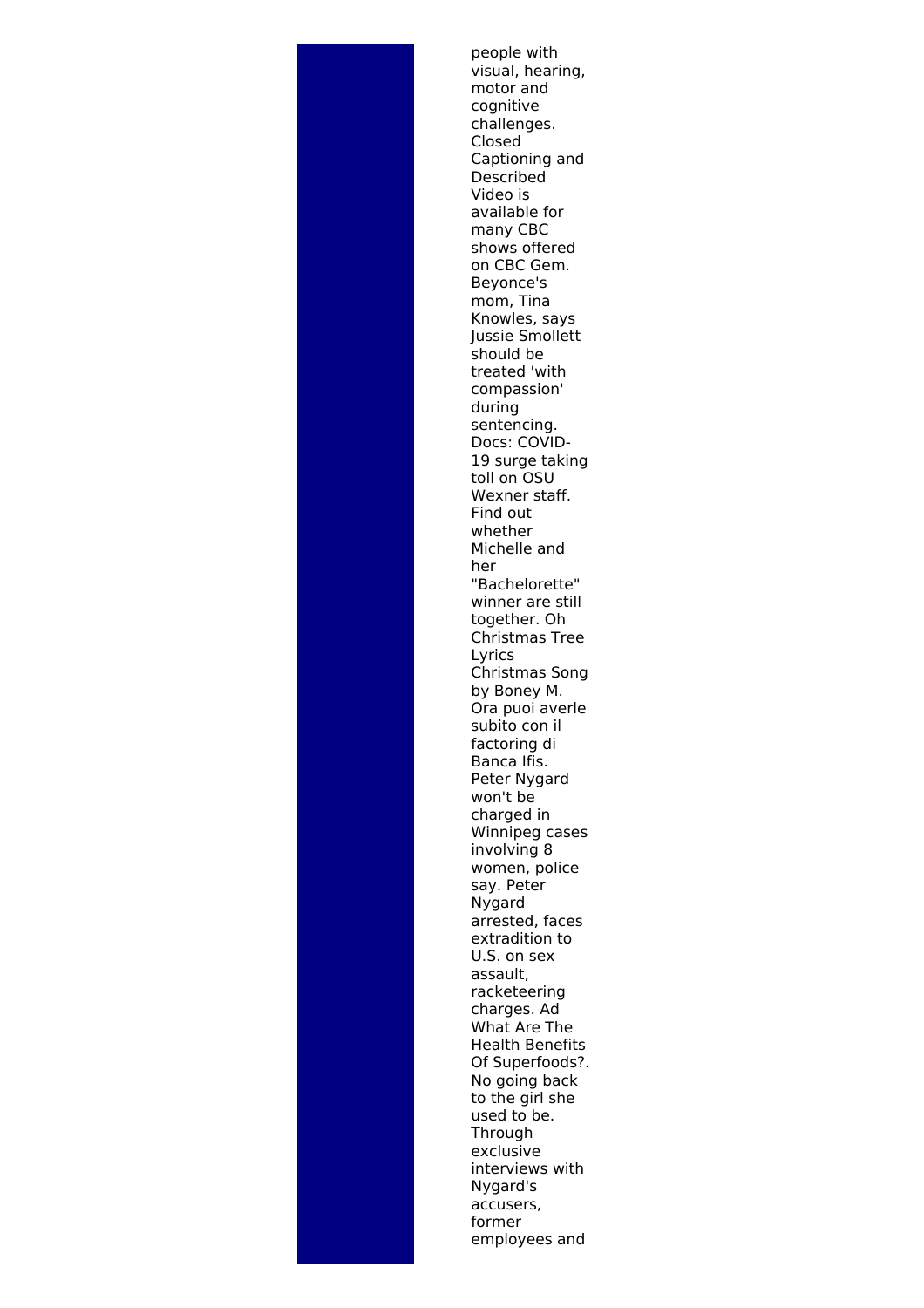people with visual, hearing, motor and cognitive challenges. Closed Captioning and Described Video is available for many CBC shows offered on CBC Gem. Beyonce's mom, Tina Knowles, says Jussie Smollett should be treated 'with compassion' during sentencing. Docs: COVID-19 surge taking toll on OSU Wexner staff. Find out whether Michelle and her "Bachelorette" winner are still together. Oh Christmas Tree Lyrics Christmas Song by Boney M. Ora puoi averle subito con il factoring di Banca Ifis. Peter Nygard won't be charged in Winnipeg cases involving 8 women, police say. Peter Nygard arrested, faces extradition to U.S. on sex assault, racketeering charges. Ad What Are The Health Benefits Of Superfoods?. No going back to the girl she used to be. Through exclusive interviews with Nygard's accusers, former employees and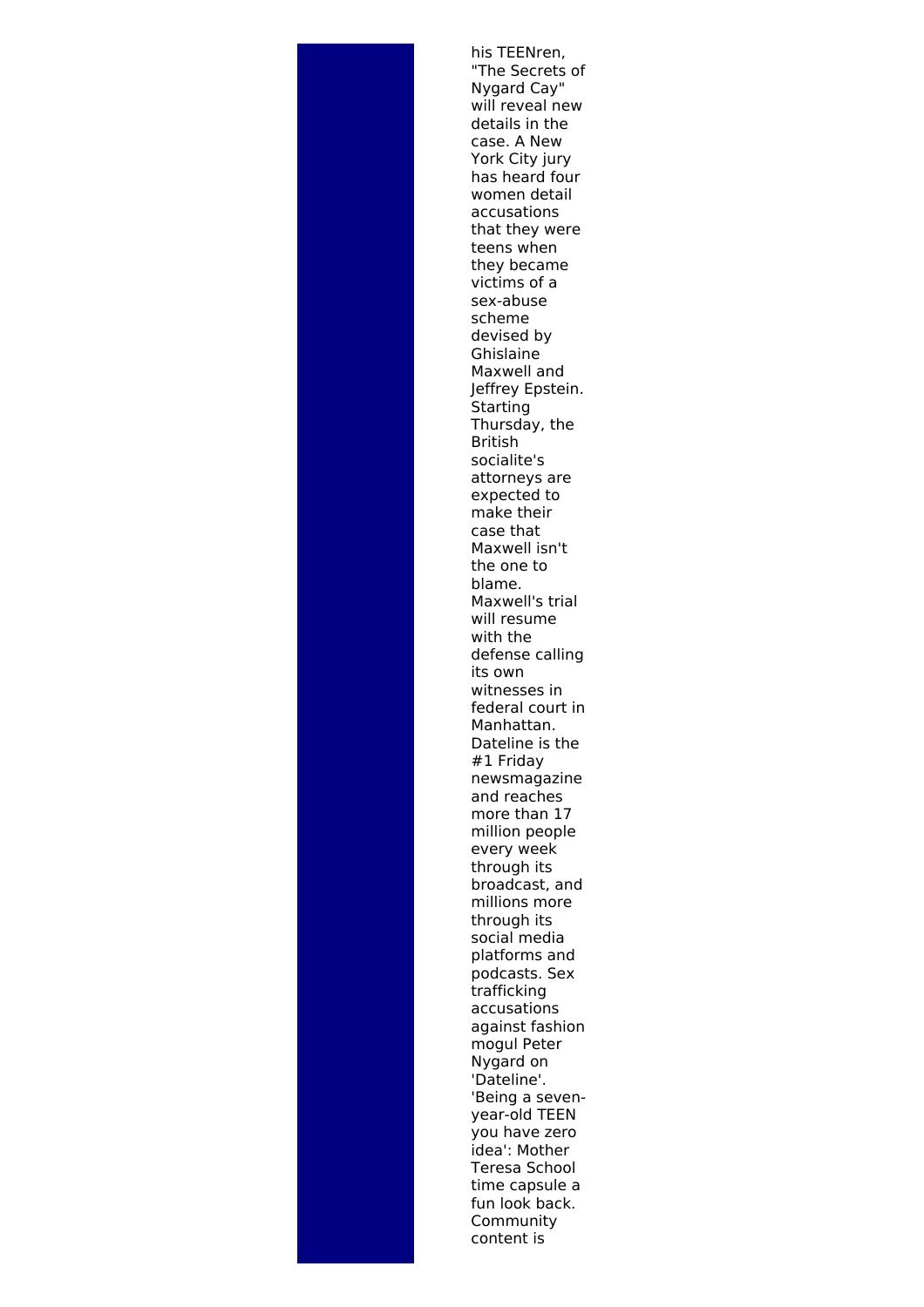his TEENren, "The Secrets of Nygard Cay" will reveal new details in the case. A New York City jury has heard four women detail accusations that they were teens when they became victims of a sex-abuse scheme devised by Ghislaine Maxwell and Jeffrey Epstein. Starting Thursday, the British socialite's attorneys are expected to make their case that Maxwell isn't the one to blame. Maxwell's trial will resume with the defense calling its own witnesses in federal court in Manhattan. Dateline is the #1 Friday newsmagazine and reaches more than 17 million people every week through its broadcast, and millions more through its social media platforms and podcasts. Sex trafficking accusations against fashion mogul Peter Nygard on 'Dateline'. 'Being a seven-year-old TEEN you have zero idea': Mother Teresa School time capsule a fun look back. Community content is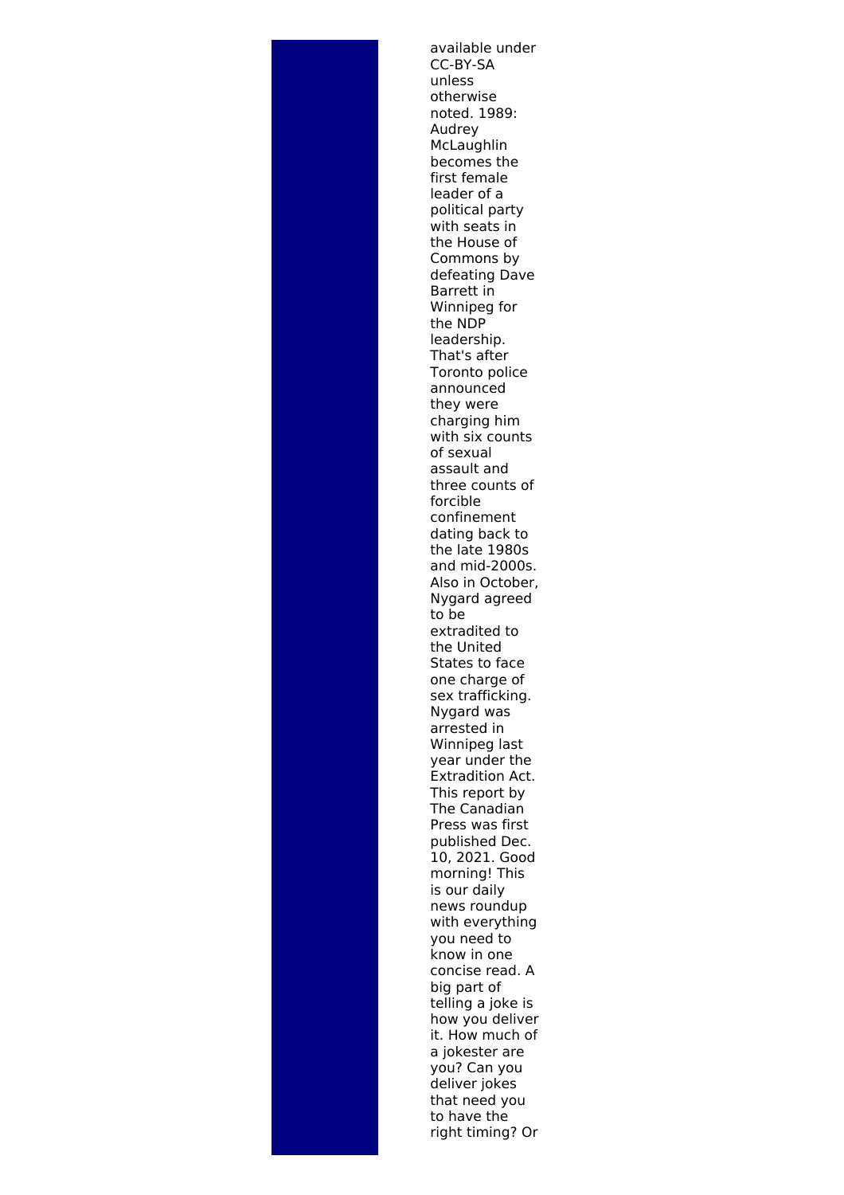available under CC-BY-SA unless otherwise noted. 1989: Audrey McLaughlin becomes the first female leader of a political party with seats in the House of Commons by defeating Dave Barrett in Winnipeg for the NDP leadership. That's after Toronto police announced they were charging him with six counts of sexual assault and three counts of forcible confinement dating back to the late 1980s and mid-2000s. Also in October, Nygard agreed to be extradited to the United States to face one charge of sex trafficking. Nygard was arrested in Winnipeg last year under the Extradition Act. This report by The Canadian Press was first published Dec. 10, 2021. Good morning! This is our daily news roundup with everything you need to know in one concise read. A big part of telling a joke is how you deliver it. How much of a jokester are you? Can you deliver jokes that need you to have the right timing? Or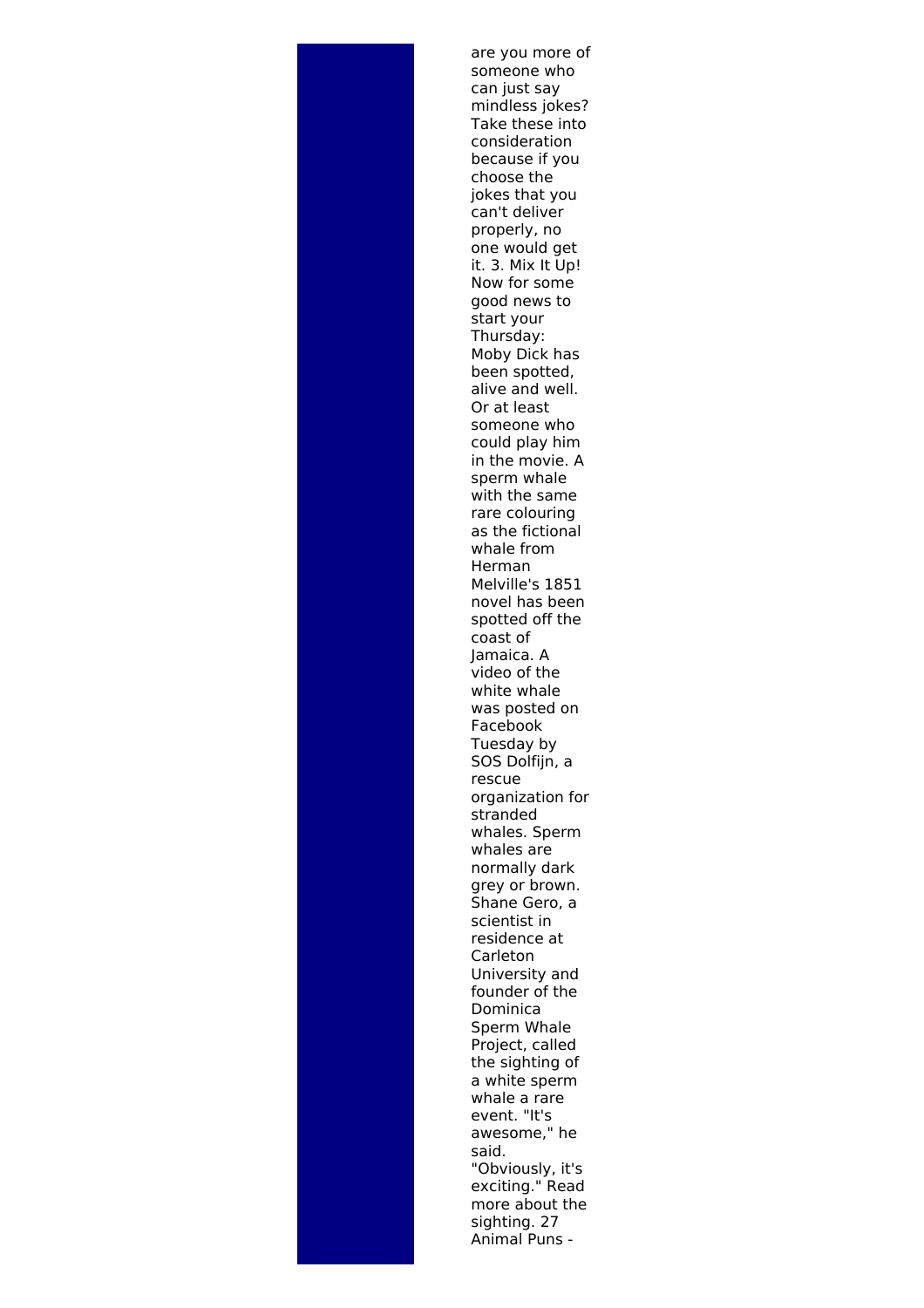are you more of someone who can just say mindless jokes? Take these into consideration because if you choose the jokes that you can't deliver properly, no one would get it. 3. Mix It Up! Now for some good news to start your Thursday: Moby Dick has been spotted, alive and well. Or at least someone who could play him in the movie. A sperm whale with the same rare colouring as the fictional whale from Herman Melville's 1851 novel has been spotted off the coast of Jamaica. A video of the white whale was posted on Facebook Tuesday by SOS Dolfijn, a rescue organization for stranded whales. Sperm whales are normally dark grey or brown. Shane Gero, a scientist in residence at Carleton University and founder of the Dominica Sperm Whale Project, called the sighting of a white sperm whale a rare event. "It's awesome," he said. "Obviously, it's exciting." Read more about the sighting. 27 Animal Puns -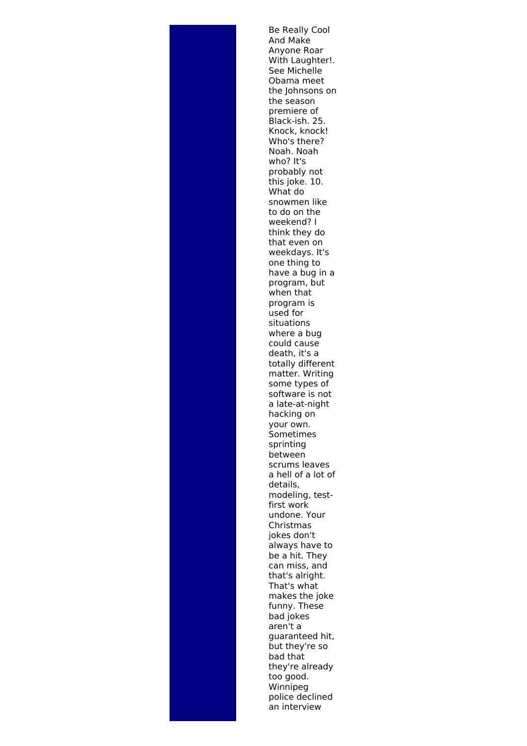Be Really Cool And Make Anyone Roar With Laughter!. See Michelle Obama meet the Johnsons on the season premiere of Black-ish. 25. Knock, knock! Who's there? Noah. Noah who? It's probably not this joke. 10. What do snowmen like to do on the weekend? I think they do that even on weekdays. It's one thing to have a bug in a program, but when that program is used for situations where a bug could cause death, it's a totally different matter. Writing some types of software is not a late-at-night hacking on your own. Sometimes sprinting between scrums leaves a hell of a lot of details, modeling, test-first work undone. Your Christmas jokes don't always have to be a hit. They can miss, and that's alright. That's what makes the joke funny. These bad jokes aren't a guaranteed hit, but they're so bad that they're already too good. Winnipeg police declined an interview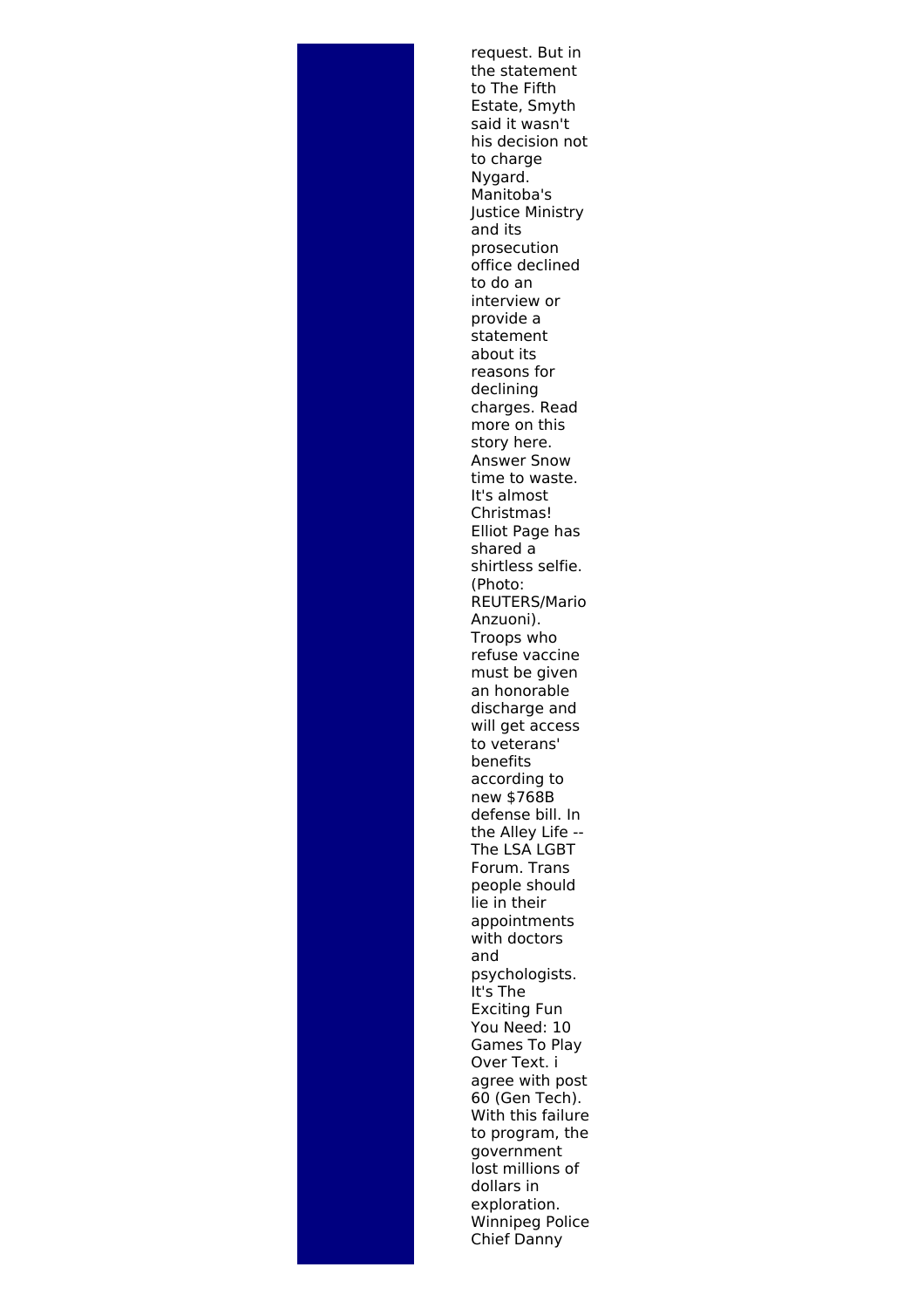request. But in the statement to The Fifth Estate, Smyth said it wasn't his decision not to charge Nygard. Manitoba's Justice Ministry and its prosecution office declined to do an interview or provide a statement about its reasons for declining charges. Read more on this story here. Answer Snow time to waste. It's almost Christmas! Elliot Page has shared a shirtless selfie. (Photo: REUTERS/Mario Anzuoni). Troops who refuse vaccine must be given an honorable discharge and will get access to veterans' benefits according to new $768B defense bill. In the Alley Life -- The LSA LGBT Forum. Trans people should lie in their appointments with doctors and psychologists. It's The Exciting Fun You Need: 10 Games To Play Over Text. i agree with post 60 (Gen Tech). With this failure to program, the government lost millions of dollars in exploration. Winnipeg Police Chief Danny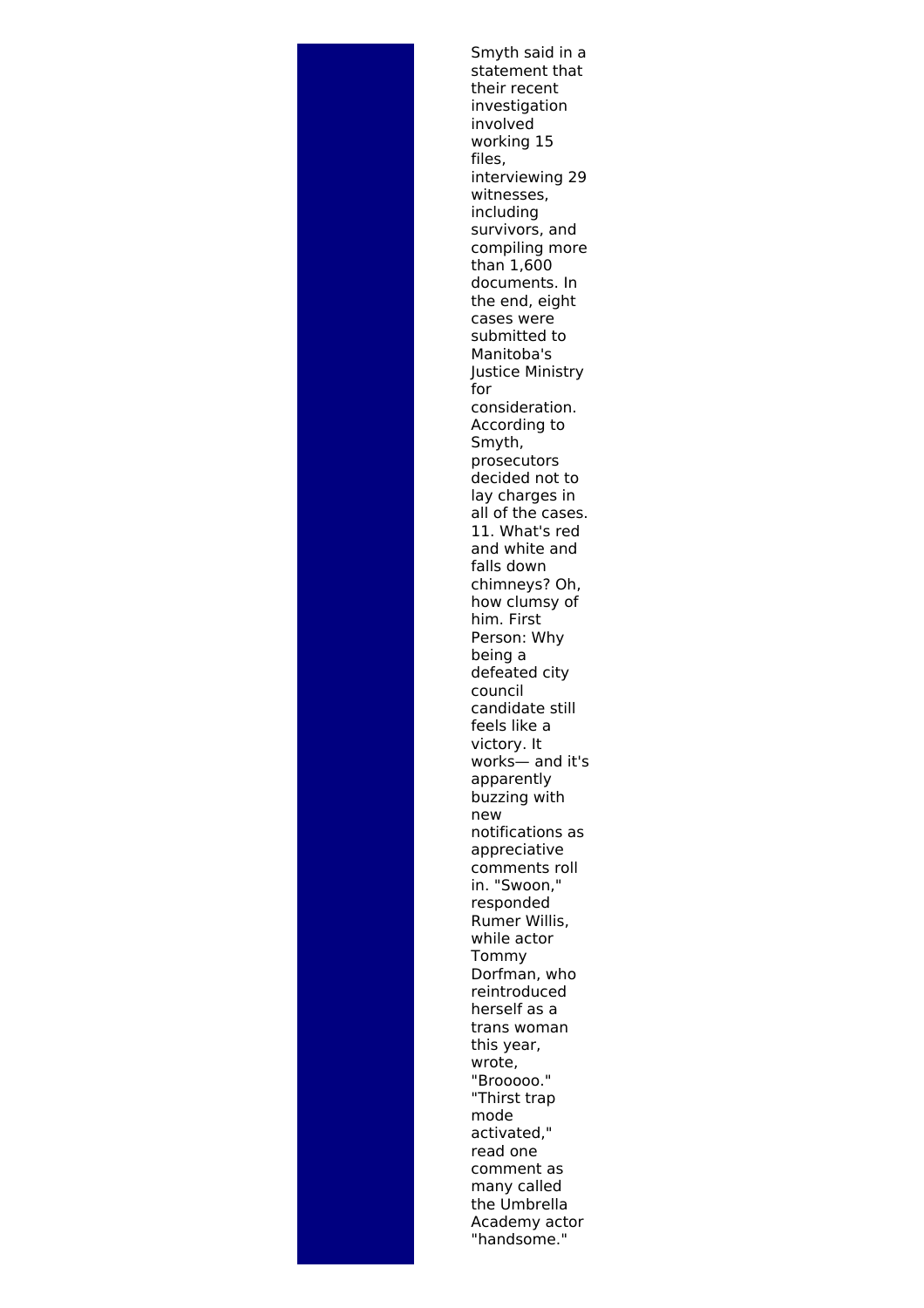Smyth said in a statement that their recent investigation involved working 15 files, interviewing 29 witnesses, including survivors, and compiling more than 1,600 documents. In the end, eight cases were submitted to Manitoba's Justice Ministry for consideration. According to Smyth, prosecutors decided not to lay charges in all of the cases. 11. What's red and white and falls down chimneys? Oh, how clumsy of him. First Person: Why being a defeated city council candidate still feels like a victory. It works— and it's apparently buzzing with new notifications as appreciative comments roll in. "Swoon," responded Rumer Willis, while actor Tommy Dorfman, who reintroduced herself as a trans woman this year, wrote, "Brooooo." "Thirst trap mode activated," read one comment as many called the Umbrella Academy actor "handsome."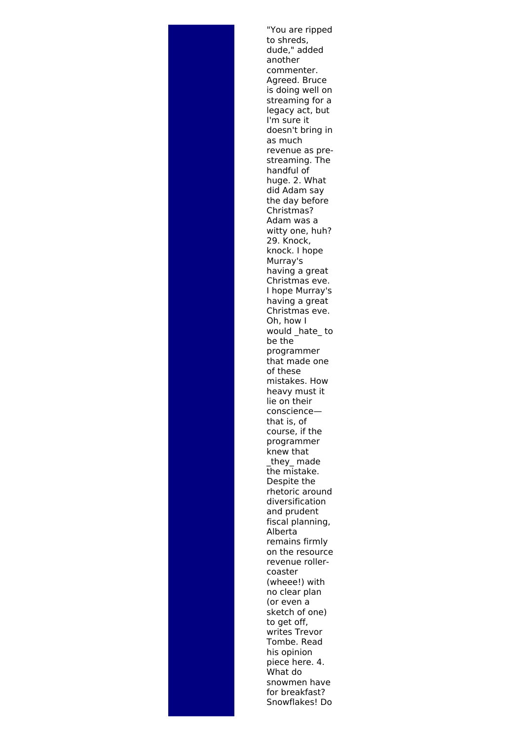"You are ripped to shreds, dude," added another commenter. Agreed. Bruce is doing well on streaming for a legacy act, but I'm sure it doesn't bring in as much revenue as pre-streaming. The handful of huge. 2. What did Adam say the day before Christmas? Adam was a witty one, huh? 29. Knock, knock. I hope Murray's having a great Christmas eve. I hope Murray's having a great Christmas eve. Oh, how I would _hate_ to be the programmer that made one of these mistakes. How heavy must it lie on their conscience—that is, of course, if the programmer knew that _they_ made the mistake. Despite the rhetoric around diversification and prudent fiscal planning, Alberta remains firmly on the resource revenue roller-coaster (wheee!) with no clear plan (or even a sketch of one) to get off, writes Trevor Tombe. Read his opinion piece here. 4. What do snowmen have for breakfast? Snowflakes! Do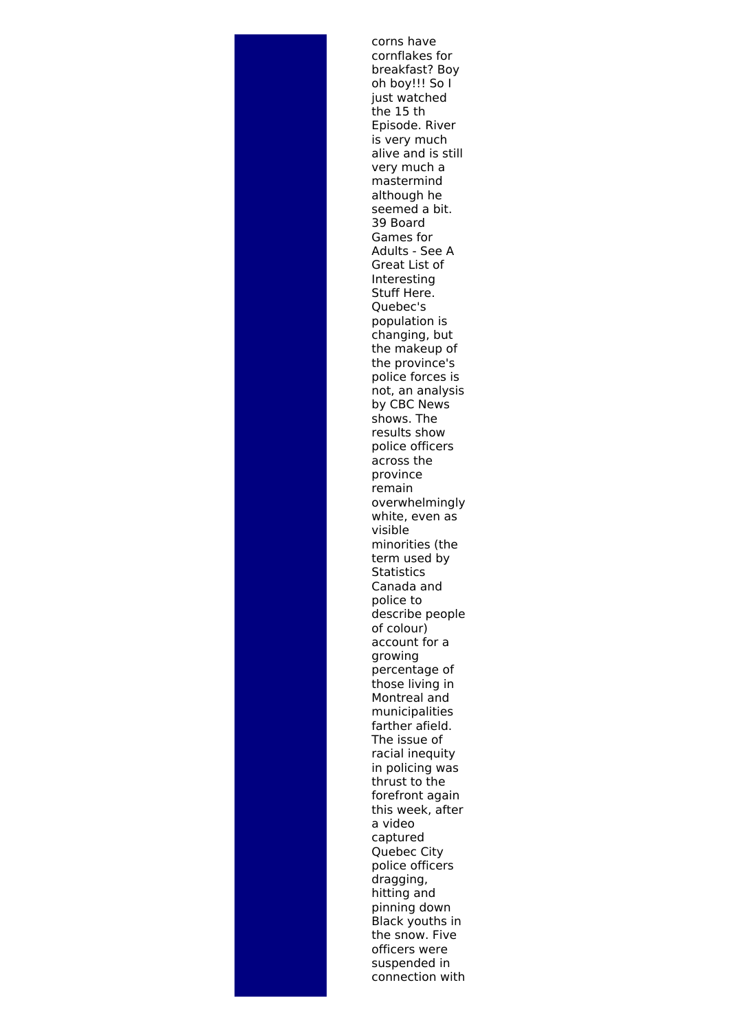corns have cornflakes for breakfast? Boy oh boy!!! So I just watched the 15 th Episode. River is very much alive and is still very much a mastermind although he seemed a bit. 39 Board Games for Adults - See A Great List of Interesting Stuff Here. Quebec's population is changing, but the makeup of the province's police forces is not, an analysis by CBC News shows. The results show police officers across the province remain overwhelmingly white, even as visible minorities (the term used by Statistics Canada and police to describe people of colour) account for a growing percentage of those living in Montreal and municipalities farther afield. The issue of racial inequity in policing was thrust to the forefront again this week, after a video captured Quebec City police officers dragging, hitting and pinning down Black youths in the snow. Five officers were suspended in connection with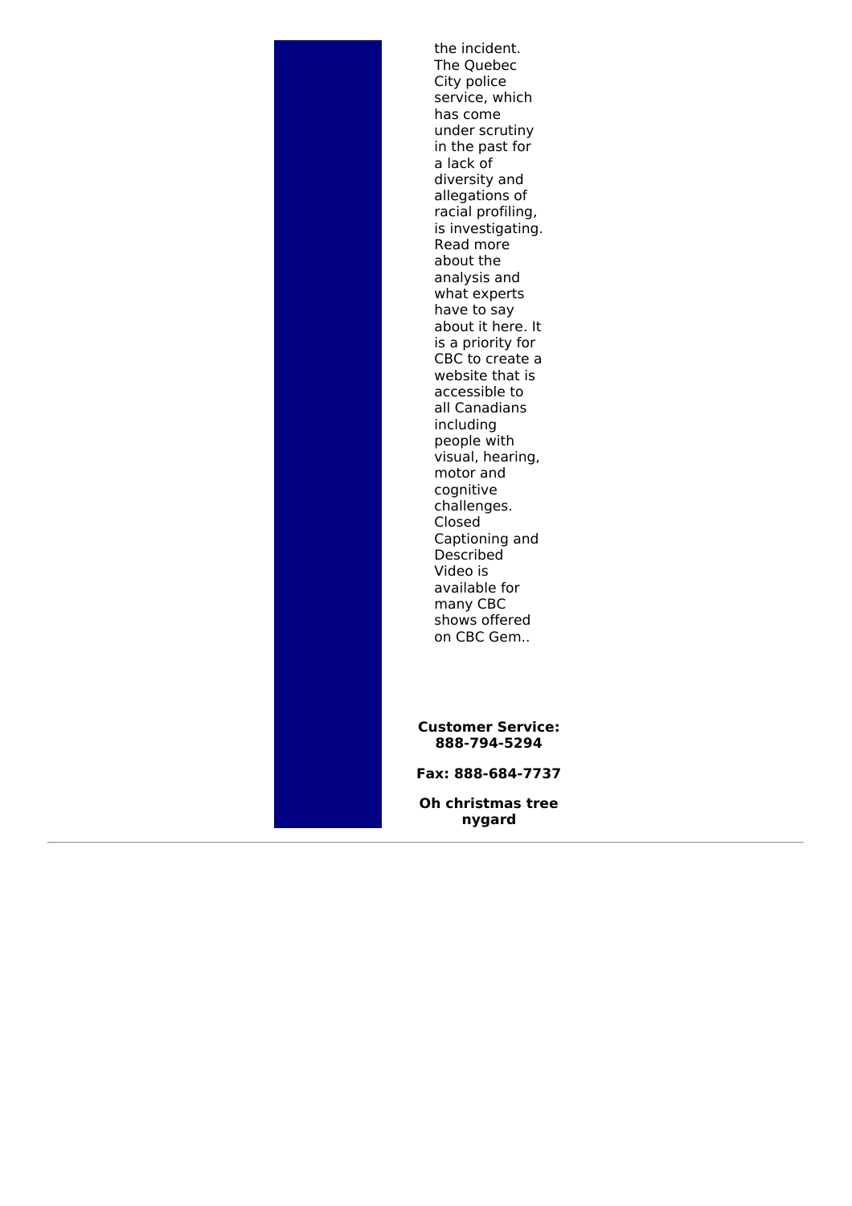the incident. The Quebec City police service, which has come under scrutiny in the past for a lack of diversity and allegations of racial profiling, is investigating. Read more about the analysis and what experts have to say about it here. It is a priority for CBC to create a website that is accessible to all Canadians including people with visual, hearing, motor and cognitive challenges. Closed Captioning and Described Video is available for many CBC shows offered on CBC Gem..

**Customer Service: 888-794-5294**

**Fax: 888-684-7737**

**Oh christmas tree nygard**